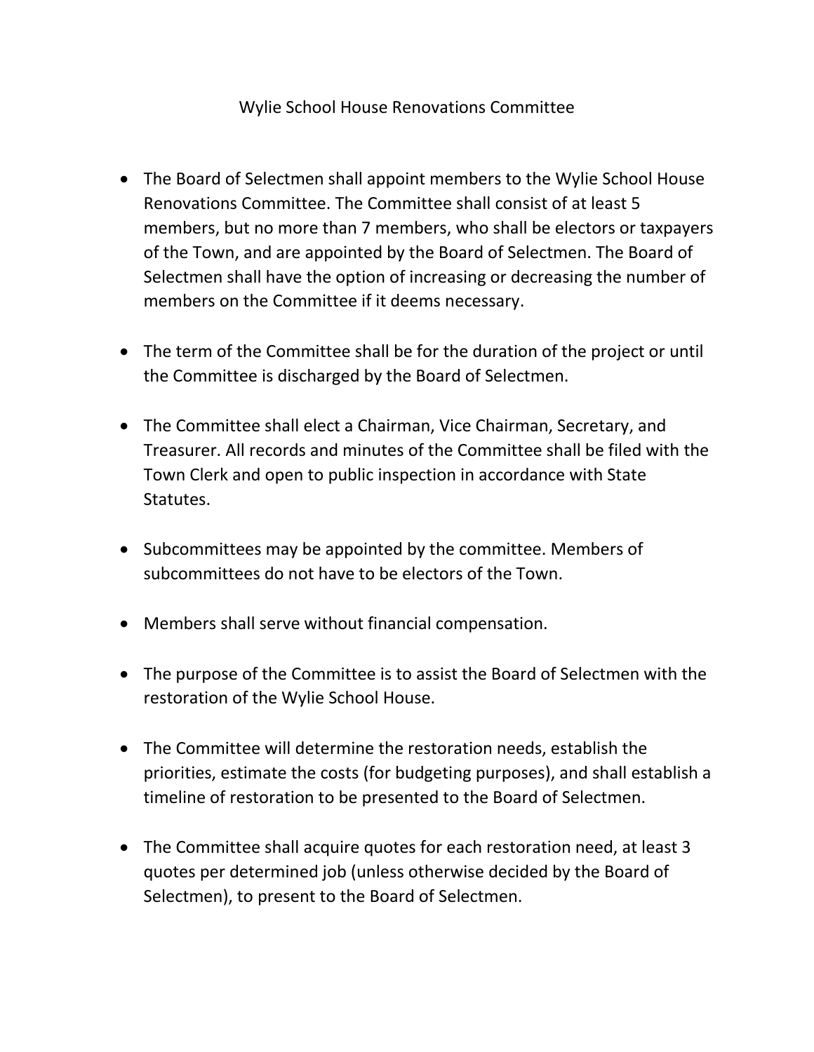# Wylie School House Renovations Committee

- The Board of Selectmen shall appoint members to the Wylie School House Renovations Committee. The Committee shall consist of at least 5 members, but no more than 7 members, who shall be electors or taxpayers of the Town, and are appointed by the Board of Selectmen. The Board of Selectmen shall have the option of increasing or decreasing the number of members on the Committee if it deems necessary.

- The term of the Committee shall be for the duration of the project or until the Committee is discharged by the Board of Selectmen.

- The Committee shall elect a Chairman, Vice Chairman, Secretary, and Treasurer. All records and minutes of the Committee shall be filed with the Town Clerk and open to public inspection in accordance with State Statutes.

- Subcommittees may be appointed by the committee. Members of subcommittees do not have to be electors of the Town.

- Members shall serve without financial compensation.

- The purpose of the Committee is to assist the Board of Selectmen with the restoration of the Wylie School House.

- The Committee will determine the restoration needs, establish the priorities, estimate the costs (for budgeting purposes), and shall establish a timeline of restoration to be presented to the Board of Selectmen.

- The Committee shall acquire quotes for each restoration need, at least 3 quotes per determined job (unless otherwise decided by the Board of Selectmen), to present to the Board of Selectmen.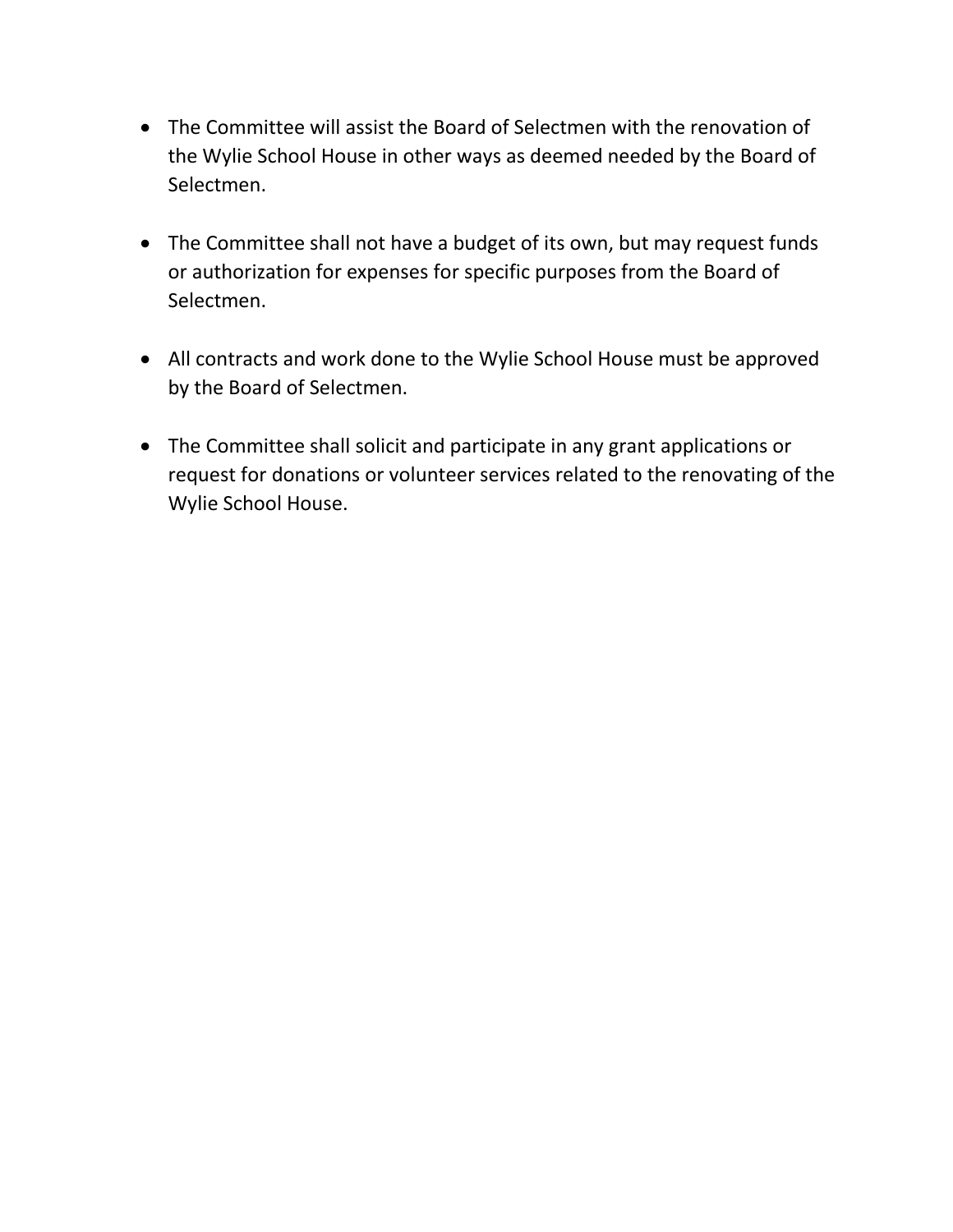- The Committee will assist the Board of Selectmen with the renovation of the Wylie School House in other ways as deemed needed by the Board of Selectmen.

- The Committee shall not have a budget of its own, but may request funds or authorization for expenses for specific purposes from the Board of Selectmen.

- All contracts and work done to the Wylie School House must be approved by the Board of Selectmen.

- The Committee shall solicit and participate in any grant applications or request for donations or volunteer services related to the renovating of the Wylie School House.